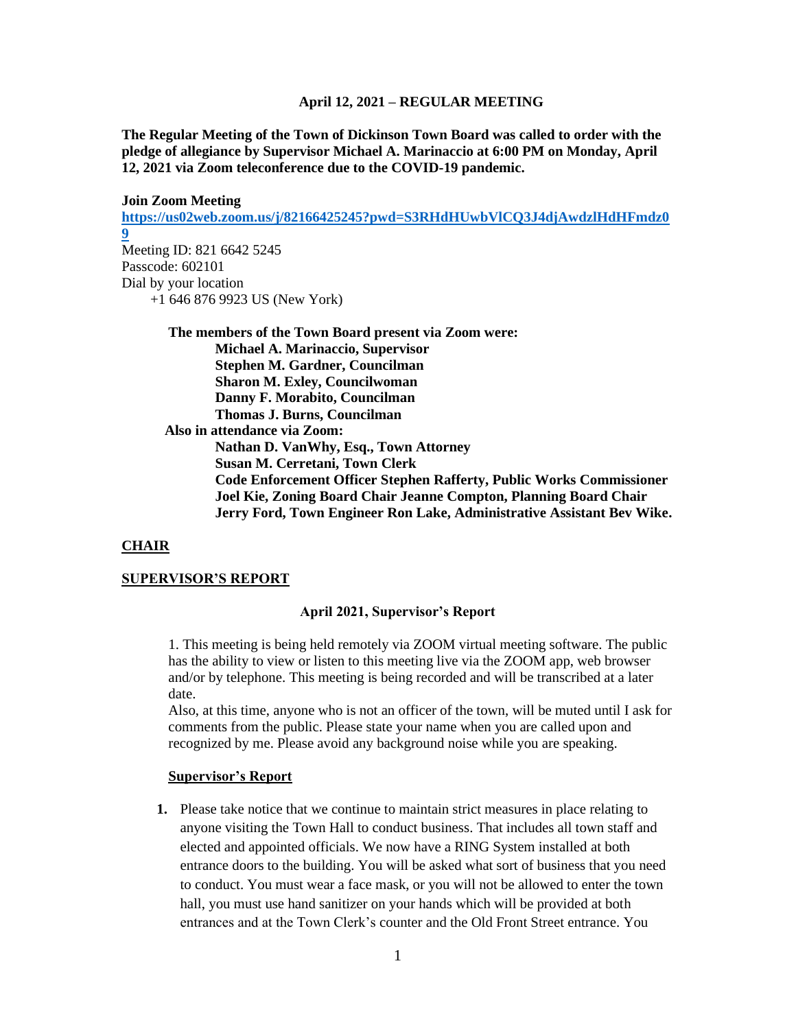**April 12, 2021 – REGULAR MEETING**

**The Regular Meeting of the Town of Dickinson Town Board was called to order with the pledge of allegiance by Supervisor Michael A. Marinaccio at 6:00 PM on Monday, April 12, 2021 via Zoom teleconference due to the COVID-19 pandemic.**

**Join Zoom Meeting**
**https://us02web.zoom.us/j/82166425245?pwd=S3RHdHUwbVlCQ3J4djAwdzlHdHFmdz09**
Meeting ID: 821 6642 5245
Passcode: 602101
Dial by your location
+1 646 876 9923 US (New York)

**The members of the Town Board present via Zoom were:**
**Michael A. Marinaccio, Supervisor**
**Stephen M. Gardner, Councilman**
**Sharon M. Exley, Councilwoman**
**Danny F. Morabito, Councilman**
**Thomas J. Burns, Councilman**
**Also in attendance via Zoom:**
**Nathan D. VanWhy, Esq., Town Attorney**
**Susan M. Cerretani, Town Clerk**
**Code Enforcement Officer Stephen Rafferty, Public Works Commissioner Joel Kie, Zoning Board Chair Jeanne Compton, Planning Board Chair Jerry Ford, Town Engineer Ron Lake, Administrative Assistant Bev Wike.**

## CHAIR

## SUPERVISOR'S REPORT

**April 2021, Supervisor's Report**

1. This meeting is being held remotely via ZOOM virtual meeting software. The public has the ability to view or listen to this meeting live via the ZOOM app, web browser and/or by telephone. This meeting is being recorded and will be transcribed at a later date.
Also, at this time, anyone who is not an officer of the town, will be muted until I ask for comments from the public. Please state your name when you are called upon and recognized by me. Please avoid any background noise while you are speaking.

**Supervisor's Report**

1. Please take notice that we continue to maintain strict measures in place relating to anyone visiting the Town Hall to conduct business. That includes all town staff and elected and appointed officials. We now have a RING System installed at both entrance doors to the building. You will be asked what sort of business that you need to conduct. You must wear a face mask, or you will not be allowed to enter the town hall, you must use hand sanitizer on your hands which will be provided at both entrances and at the Town Clerk's counter and the Old Front Street entrance. You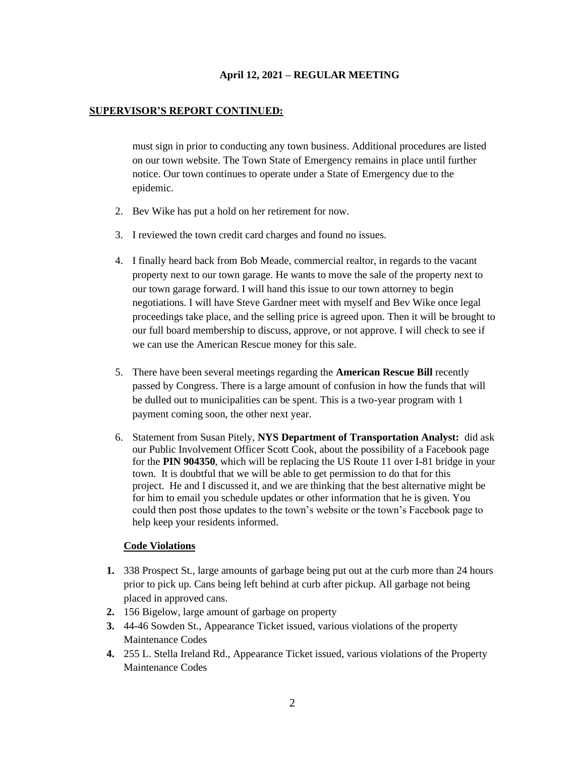**April 12, 2021 – REGULAR MEETING**

**SUPERVISOR'S REPORT CONTINUED:**

must sign in prior to conducting any town business. Additional procedures are listed on our town website. The Town State of Emergency remains in place until further notice. Our town continues to operate under a State of Emergency due to the epidemic.

2. Bev Wike has put a hold on her retirement for now.

3. I reviewed the town credit card charges and found no issues.

4. I finally heard back from Bob Meade, commercial realtor, in regards to the vacant property next to our town garage. He wants to move the sale of the property next to our town garage forward. I will hand this issue to our town attorney to begin negotiations. I will have Steve Gardner meet with myself and Bev Wike once legal proceedings take place, and the selling price is agreed upon. Then it will be brought to our full board membership to discuss, approve, or not approve. I will check to see if we can use the American Rescue money for this sale.

5. There have been several meetings regarding the **American Rescue Bill** recently passed by Congress. There is a large amount of confusion in how the funds that will be dulled out to municipalities can be spent. This is a two-year program with 1 payment coming soon, the other next year.

6. Statement from Susan Pitely, **NYS Department of Transportation Analyst:** did ask our Public Involvement Officer Scott Cook, about the possibility of a Facebook page for the **PIN 904350**, which will be replacing the US Route 11 over I-81 bridge in your town. It is doubtful that we will be able to get permission to do that for this project. He and I discussed it, and we are thinking that the best alternative might be for him to email you schedule updates or other information that he is given. You could then post those updates to the town's website or the town's Facebook page to help keep your residents informed.

**Code Violations**

1. 338 Prospect St., large amounts of garbage being put out at the curb more than 24 hours prior to pick up. Cans being left behind at curb after pickup. All garbage not being placed in approved cans.
2. 156 Bigelow, large amount of garbage on property
3. 44-46 Sowden St., Appearance Ticket issued, various violations of the property Maintenance Codes
4. 255 L. Stella Ireland Rd., Appearance Ticket issued, various violations of the Property Maintenance Codes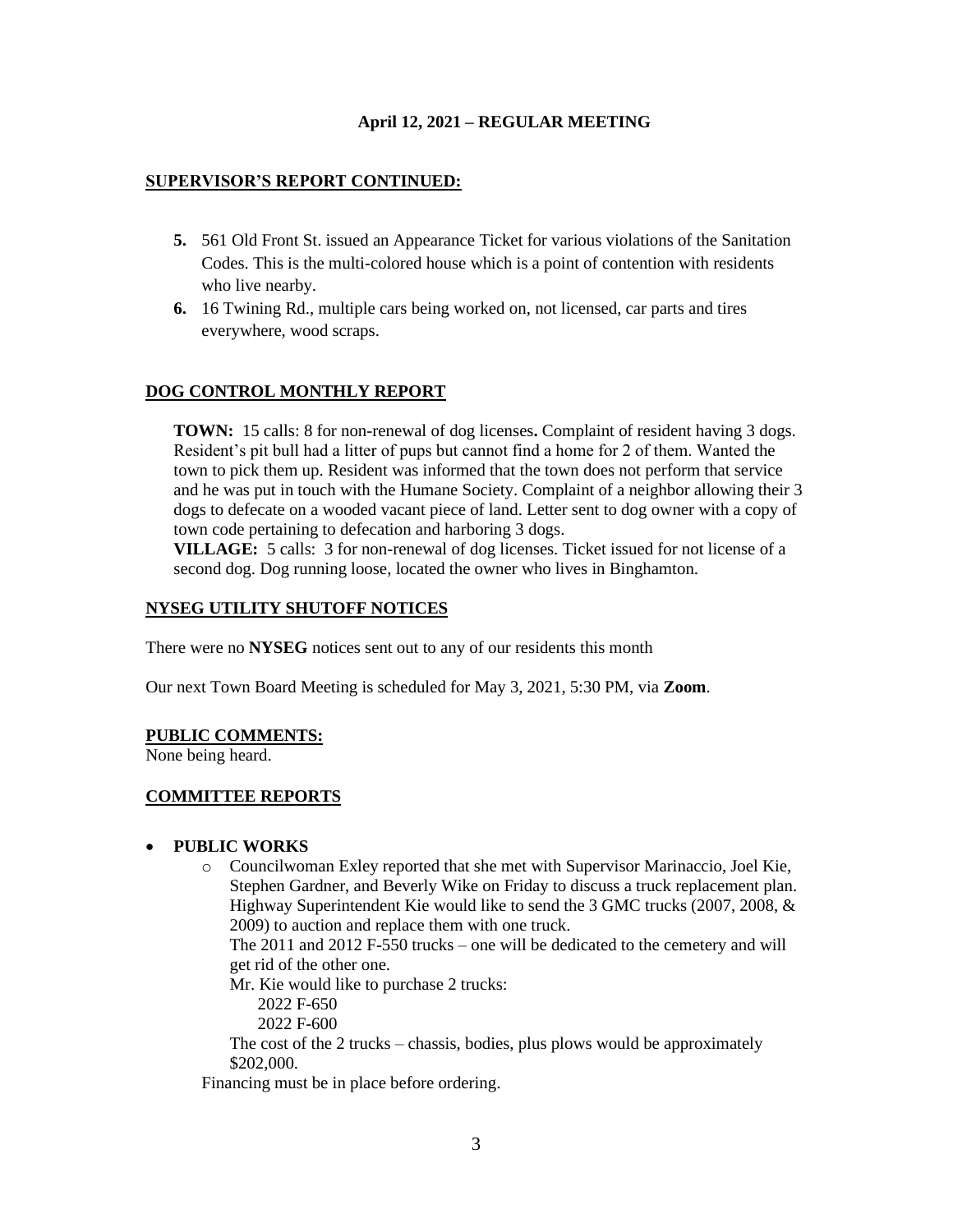**April 12, 2021 – REGULAR MEETING**

**SUPERVISOR'S REPORT CONTINUED:**

5. 561 Old Front St. issued an Appearance Ticket for various violations of the Sanitation Codes. This is the multi-colored house which is a point of contention with residents who live nearby.
6. 16 Twining Rd., multiple cars being worked on, not licensed, car parts and tires everywhere, wood scraps.

**DOG CONTROL MONTHLY REPORT**

**TOWN:** 15 calls: 8 for non-renewal of dog licenses**.** Complaint of resident having 3 dogs. Resident's pit bull had a litter of pups but cannot find a home for 2 of them. Wanted the town to pick them up. Resident was informed that the town does not perform that service and he was put in touch with the Humane Society. Complaint of a neighbor allowing their 3 dogs to defecate on a wooded vacant piece of land. Letter sent to dog owner with a copy of town code pertaining to defecation and harboring 3 dogs.
**VILLAGE:** 5 calls: 3 for non-renewal of dog licenses. Ticket issued for not license of a second dog. Dog running loose, located the owner who lives in Binghamton.

**NYSEG UTILITY SHUTOFF NOTICES**

There were no **NYSEG** notices sent out to any of our residents this month

Our next Town Board Meeting is scheduled for May 3, 2021, 5:30 PM, via **Zoom**.

**PUBLIC COMMENTS:**
None being heard.

**COMMITTEE REPORTS**

- **PUBLIC WORKS**
  - Councilwoman Exley reported that she met with Supervisor Marinaccio, Joel Kie, Stephen Gardner, and Beverly Wike on Friday to discuss a truck replacement plan. Highway Superintendent Kie would like to send the 3 GMC trucks (2007, 2008, & 2009) to auction and replace them with one truck.
    The 2011 and 2012 F-550 trucks – one will be dedicated to the cemetery and will get rid of the other one.
    Mr. Kie would like to purchase 2 trucks:
    2022 F-650
    2022 F-600
    The cost of the 2 trucks – chassis, bodies, plus plows would be approximately $202,000.

  Financing must be in place before ordering.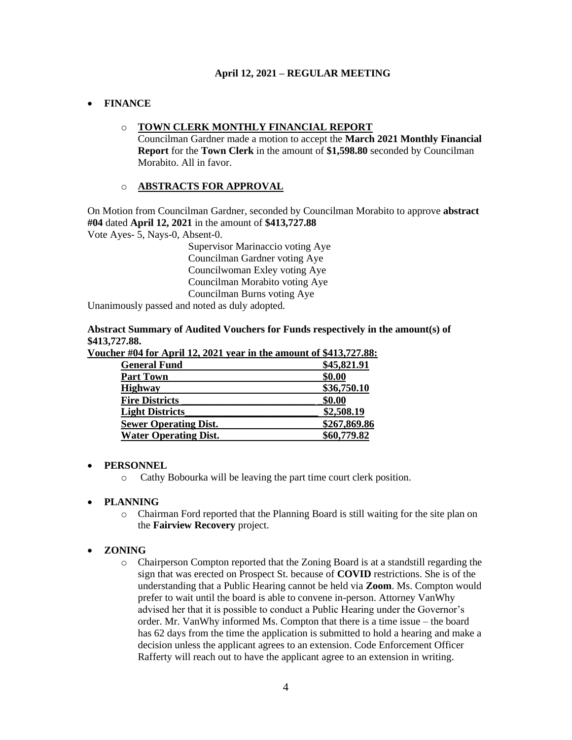**April 12, 2021 – REGULAR MEETING**

- **FINANCE**

  - **TOWN CLERK MONTHLY FINANCIAL REPORT**
    Councilman Gardner made a motion to accept the **March 2021 Monthly Financial Report** for the **Town Clerk** in the amount of **$1,598.80** seconded by Councilman Morabito. All in favor.

  - **ABSTRACTS FOR APPROVAL**

On Motion from Councilman Gardner, seconded by Councilman Morabito to approve **abstract #04** dated **April 12, 2021** in the amount of **$413,727.88**
Vote Ayes- 5, Nays-0, Absent-0.

Supervisor Marinaccio voting Aye
Councilman Gardner voting Aye
Councilwoman Exley voting Aye
Councilman Morabito voting Aye
Councilman Burns voting Aye

Unanimously passed and noted as duly adopted.

**Abstract Summary of Audited Vouchers for Funds respectively in the amount(s) of $413,727.88.**

**Voucher #04 for April 12, 2021 year in the amount of $413,727.88:**

| | |
|---|---|
| **General Fund** | **$45,821.91** |
| **Part Town** | **$0.00** |
| **Highway** | **$36,750.10** |
| **Fire Districts** | **$0.00** |
| **Light Districts** | **$2,508.19** |
| **Sewer Operating Dist.** | **$267,869.86** |
| **Water Operating Dist.** | **$60,779.82** |

- **PERSONNEL**
  - Cathy Bobourka will be leaving the part time court clerk position.

- **PLANNING**
  - Chairman Ford reported that the Planning Board is still waiting for the site plan on the **Fairview Recovery** project.

- **ZONING**
  - Chairperson Compton reported that the Zoning Board is at a standstill regarding the sign that was erected on Prospect St. because of **COVID** restrictions. She is of the understanding that a Public Hearing cannot be held via **Zoom**. Ms. Compton would prefer to wait until the board is able to convene in-person. Attorney VanWhy advised her that it is possible to conduct a Public Hearing under the Governor's order. Mr. VanWhy informed Ms. Compton that there is a time issue – the board has 62 days from the time the application is submitted to hold a hearing and make a decision unless the applicant agrees to an extension. Code Enforcement Officer Rafferty will reach out to have the applicant agree to an extension in writing.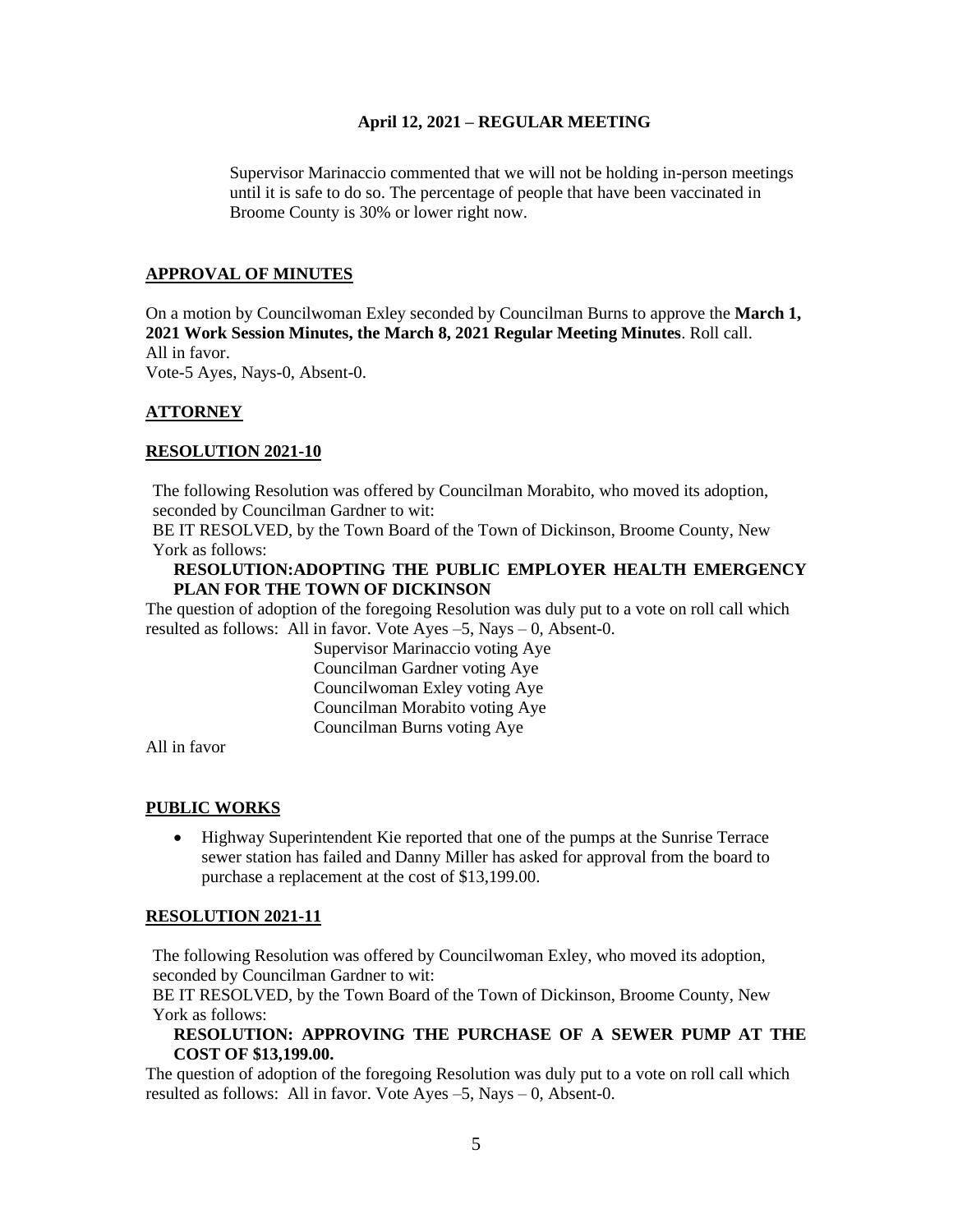**April 12, 2021 – REGULAR MEETING**

Supervisor Marinaccio commented that we will not be holding in-person meetings until it is safe to do so. The percentage of people that have been vaccinated in Broome County is 30% or lower right now.

**APPROVAL OF MINUTES**

On a motion by Councilwoman Exley seconded by Councilman Burns to approve the **March 1, 2021 Work Session Minutes, the March 8, 2021 Regular Meeting Minutes**. Roll call.
All in favor.
Vote-5 Ayes, Nays-0, Absent-0.

**ATTORNEY**

**RESOLUTION 2021-10**

The following Resolution was offered by Councilman Morabito, who moved its adoption, seconded by Councilman Gardner to wit:
BE IT RESOLVED, by the Town Board of the Town of Dickinson, Broome County, New York as follows:

**RESOLUTION:ADOPTING THE PUBLIC EMPLOYER HEALTH EMERGENCY PLAN FOR THE TOWN OF DICKINSON**

The question of adoption of the foregoing Resolution was duly put to a vote on roll call which resulted as follows: All in favor. Vote Ayes –5, Nays – 0, Absent-0.

Supervisor Marinaccio voting Aye
Councilman Gardner voting Aye
Councilwoman Exley voting Aye
Councilman Morabito voting Aye
Councilman Burns voting Aye

All in favor

**PUBLIC WORKS**

- Highway Superintendent Kie reported that one of the pumps at the Sunrise Terrace sewer station has failed and Danny Miller has asked for approval from the board to purchase a replacement at the cost of $13,199.00.

**RESOLUTION 2021-11**

The following Resolution was offered by Councilwoman Exley, who moved its adoption, seconded by Councilman Gardner to wit:
BE IT RESOLVED, by the Town Board of the Town of Dickinson, Broome County, New York as follows:

**RESOLUTION: APPROVING THE PURCHASE OF A SEWER PUMP AT THE COST OF $13,199.00.**

The question of adoption of the foregoing Resolution was duly put to a vote on roll call which resulted as follows: All in favor. Vote Ayes –5, Nays – 0, Absent-0.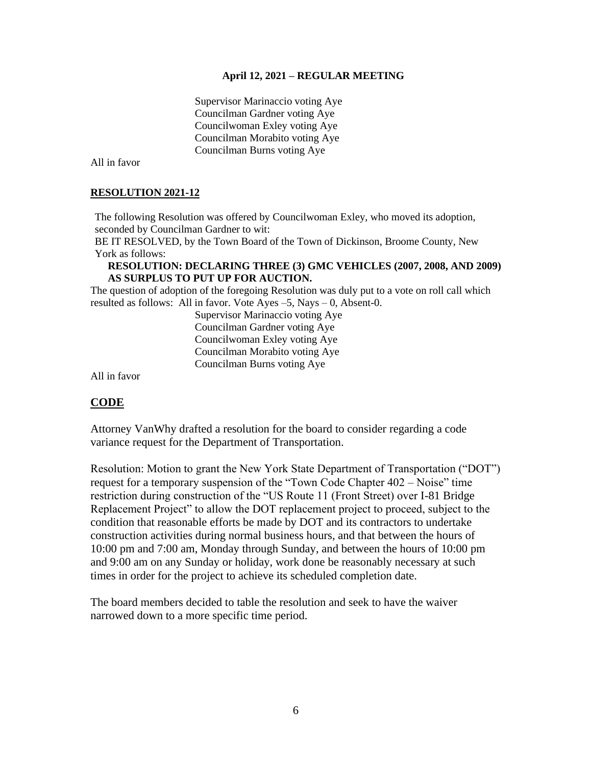**April 12, 2021 – REGULAR MEETING**

Supervisor Marinaccio voting Aye
Councilman Gardner voting Aye
Councilwoman Exley voting Aye
Councilman Morabito voting Aye
Councilman Burns voting Aye

All in favor

**RESOLUTION 2021-12**

The following Resolution was offered by Councilwoman Exley, who moved its adoption, seconded by Councilman Gardner to wit:

BE IT RESOLVED, by the Town Board of the Town of Dickinson, Broome County, New York as follows:

**RESOLUTION: DECLARING THREE (3) GMC VEHICLES (2007, 2008, AND 2009) AS SURPLUS TO PUT UP FOR AUCTION.**

The question of adoption of the foregoing Resolution was duly put to a vote on roll call which resulted as follows: All in favor. Vote Ayes –5, Nays – 0, Absent-0.

Supervisor Marinaccio voting Aye
Councilman Gardner voting Aye
Councilwoman Exley voting Aye
Councilman Morabito voting Aye
Councilman Burns voting Aye

All in favor

## CODE

Attorney VanWhy drafted a resolution for the board to consider regarding a code variance request for the Department of Transportation.

Resolution: Motion to grant the New York State Department of Transportation ("DOT") request for a temporary suspension of the "Town Code Chapter 402 – Noise" time restriction during construction of the "US Route 11 (Front Street) over I-81 Bridge Replacement Project" to allow the DOT replacement project to proceed, subject to the condition that reasonable efforts be made by DOT and its contractors to undertake construction activities during normal business hours, and that between the hours of 10:00 pm and 7:00 am, Monday through Sunday, and between the hours of 10:00 pm and 9:00 am on any Sunday or holiday, work done be reasonably necessary at such times in order for the project to achieve its scheduled completion date.

The board members decided to table the resolution and seek to have the waiver narrowed down to a more specific time period.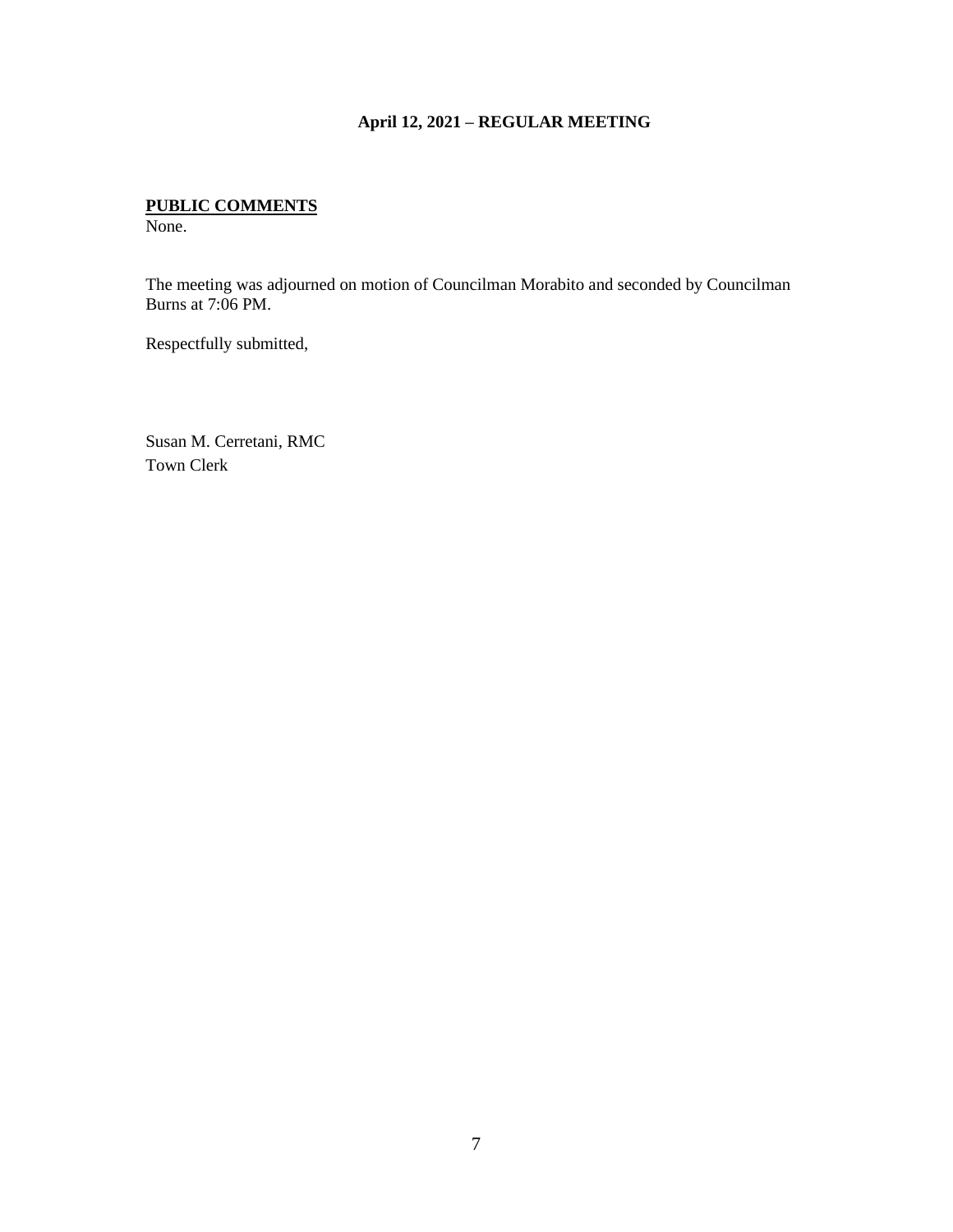**April 12, 2021 – REGULAR MEETING**

**PUBLIC COMMENTS**

None.

The meeting was adjourned on motion of Councilman Morabito and seconded by Councilman Burns at 7:06 PM.

Respectfully submitted,

Susan M. Cerretani, RMC
Town Clerk